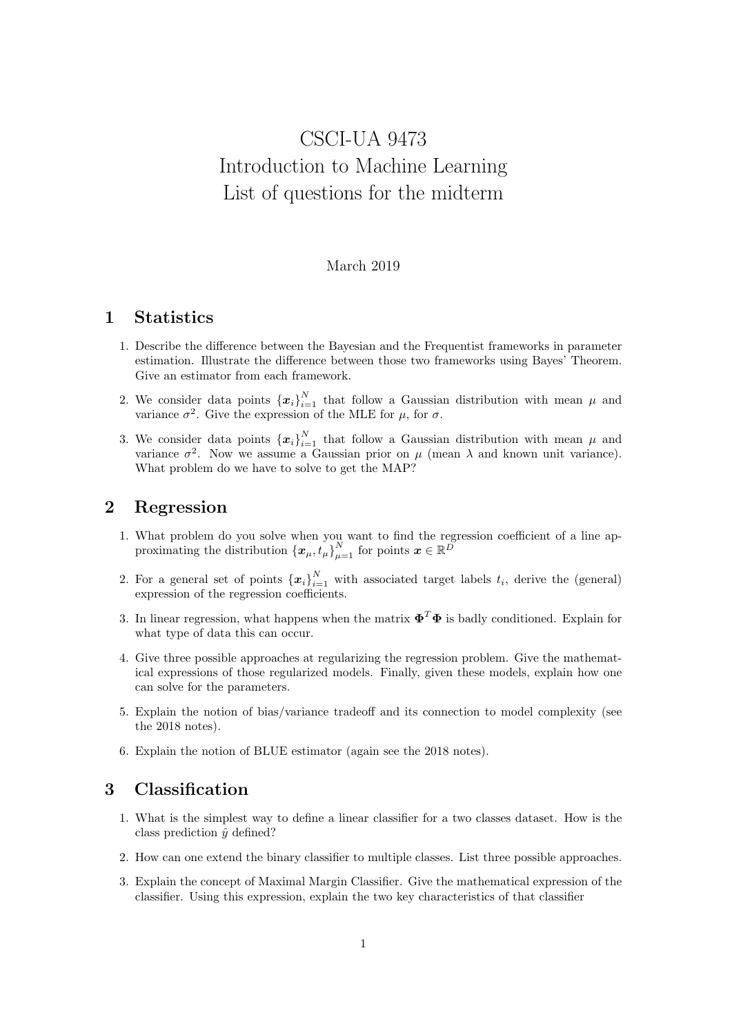# CSCI-UA 9473
# Introduction to Machine Learning
# List of questions for the midterm

March 2019

## 1 Statistics

1. Describe the difference between the Bayesian and the Frequentist frameworks in parameter estimation. Illustrate the difference between those two frameworks using Bayes' Theorem. Give an estimator from each framework.

2. We consider data points $\{\boldsymbol{x}_i\}_{i=1}^N$ that follow a Gaussian distribution with mean $\mu$ and variance $\sigma^2$. Give the expression of the MLE for $\mu$, for $\sigma$.

3. We consider data points $\{\boldsymbol{x}_i\}_{i=1}^N$ that follow a Gaussian distribution with mean $\mu$ and variance $\sigma^2$. Now we assume a Gaussian prior on $\mu$ (mean $\lambda$ and known unit variance). What problem do we have to solve to get the MAP?

## 2 Regression

1. What problem do you solve when you want to find the regression coefficient of a line approximating the distribution $\{\boldsymbol{x}_\mu, t_\mu\}_{\mu=1}^N$ for points $\boldsymbol{x} \in \mathbb{R}^D$

2. For a general set of points $\{\boldsymbol{x}_i\}_{i=1}^N$ with associated target labels $t_i$, derive the (general) expression of the regression coefficients.

3. In linear regression, what happens when the matrix $\boldsymbol{\Phi}^T\boldsymbol{\Phi}$ is badly conditioned. Explain for what type of data this can occur.

4. Give three possible approaches at regularizing the regression problem. Give the mathematical expressions of those regularized models. Finally, given these models, explain how one can solve for the parameters.

5. Explain the notion of bias/variance tradeoff and its connection to model complexity (see the 2018 notes).

6. Explain the notion of BLUE estimator (again see the 2018 notes).

## 3 Classification

1. What is the simplest way to define a linear classifier for a two classes dataset. How is the class prediction $\hat{y}$ defined?

2. How can one extend the binary classifier to multiple classes. List three possible approaches.

3. Explain the concept of Maximal Margin Classifier. Give the mathematical expression of the classifier. Using this expression, explain the two key characteristics of that classifier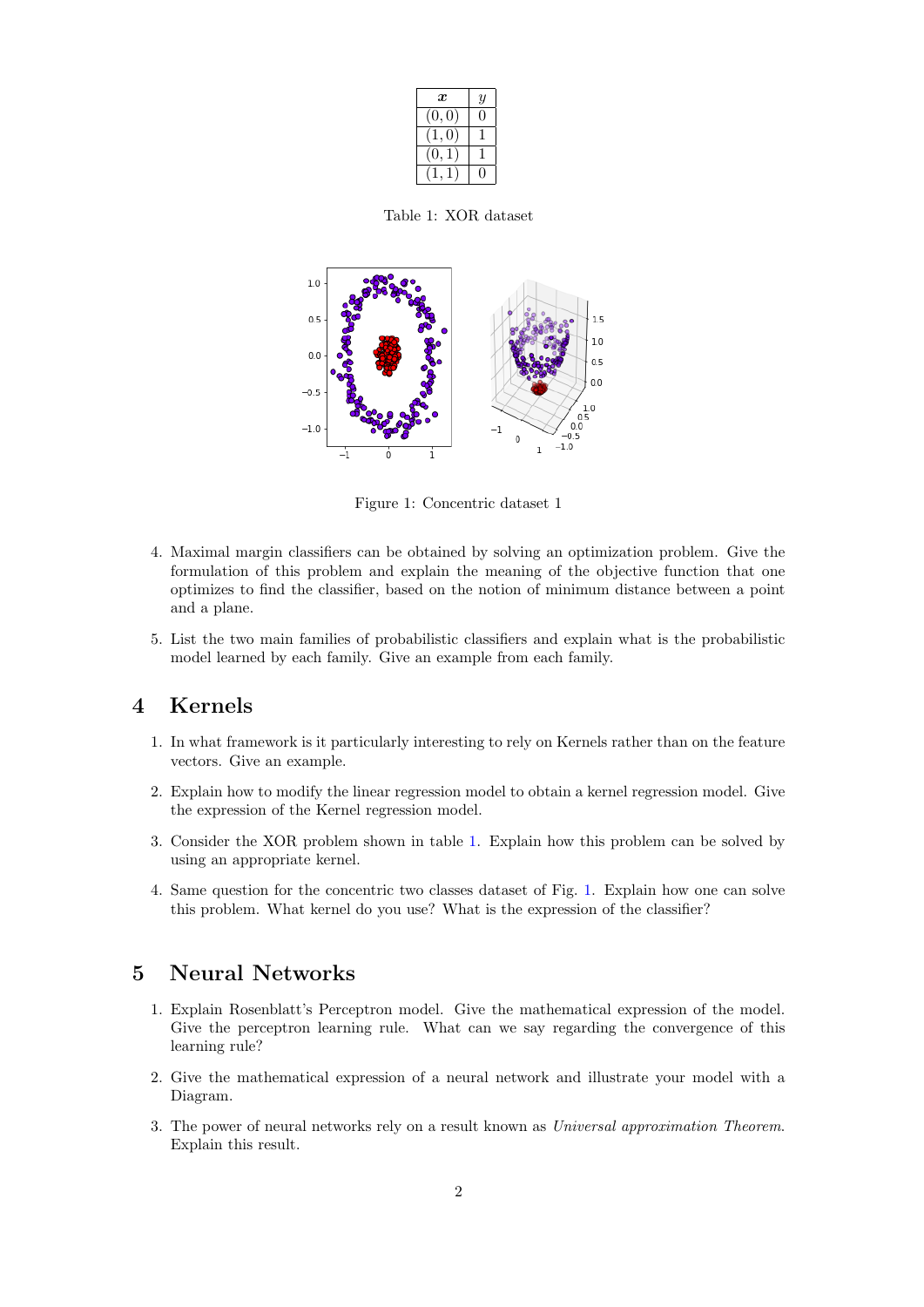| $\boldsymbol{x}$ | $y$ |
|---|---|
| $(0,0)$ | 0 |
| $(1,0)$ | 1 |
| $(0,1)$ | 1 |
| $(1,1)$ | 0 |

Table 1: XOR dataset

Figure 1: Concentric dataset 1

4. Maximal margin classifiers can be obtained by solving an optimization problem. Give the formulation of this problem and explain the meaning of the objective function that one optimizes to find the classifier, based on the notion of minimum distance between a point and a plane.

5. List the two main families of probabilistic classifiers and explain what is the probabilistic model learned by each family. Give an example from each family.

## 4 Kernels

1. In what framework is it particularly interesting to rely on Kernels rather than on the feature vectors. Give an example.

2. Explain how to modify the linear regression model to obtain a kernel regression model. Give the expression of the Kernel regression model.

3. Consider the XOR problem shown in table 1. Explain how this problem can be solved by using an appropriate kernel.

4. Same question for the concentric two classes dataset of Fig. 1. Explain how one can solve this problem. What kernel do you use? What is the expression of the classifier?

## 5 Neural Networks

1. Explain Rosenblatt's Perceptron model. Give the mathematical expression of the model. Give the perceptron learning rule. What can we say regarding the convergence of this learning rule?

2. Give the mathematical expression of a neural network and illustrate your model with a Diagram.

3. The power of neural networks rely on a result known as *Universal approximation Theorem*. Explain this result.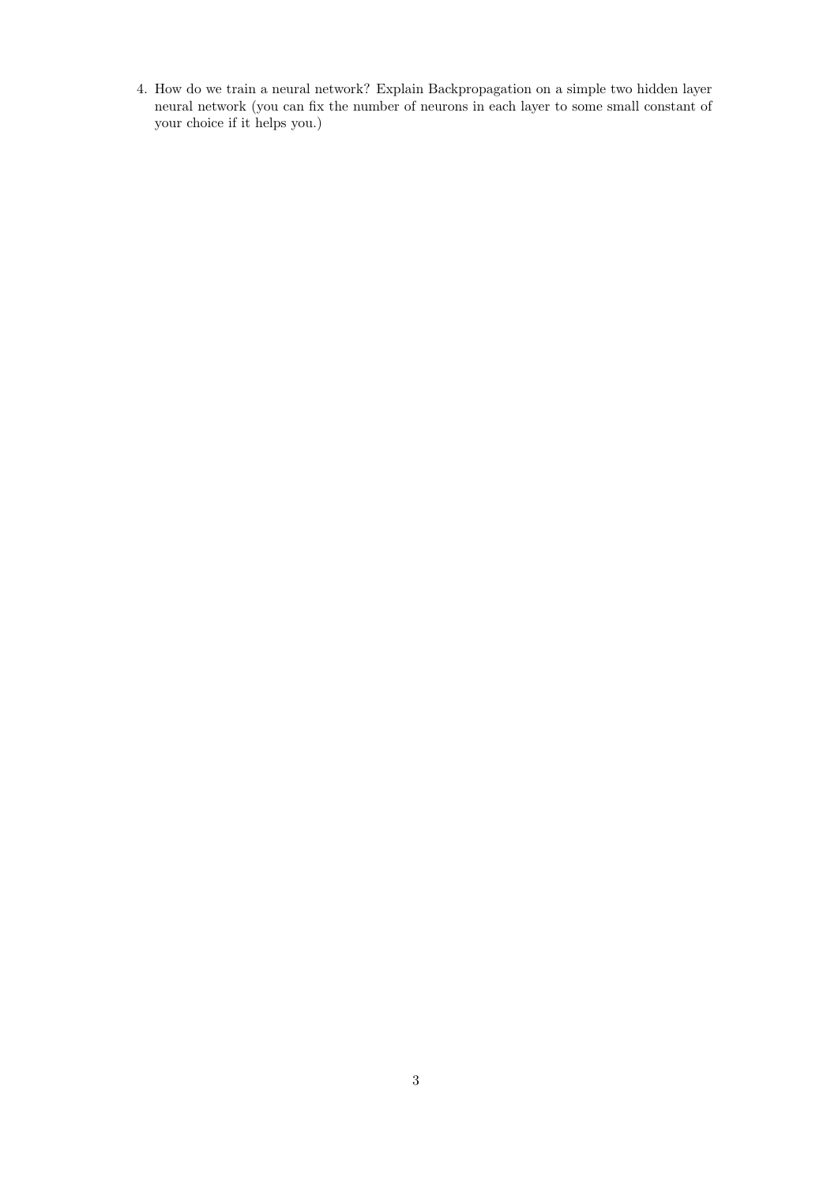4. How do we train a neural network? Explain Backpropagation on a simple two hidden layer neural network (you can fix the number of neurons in each layer to some small constant of your choice if it helps you.)